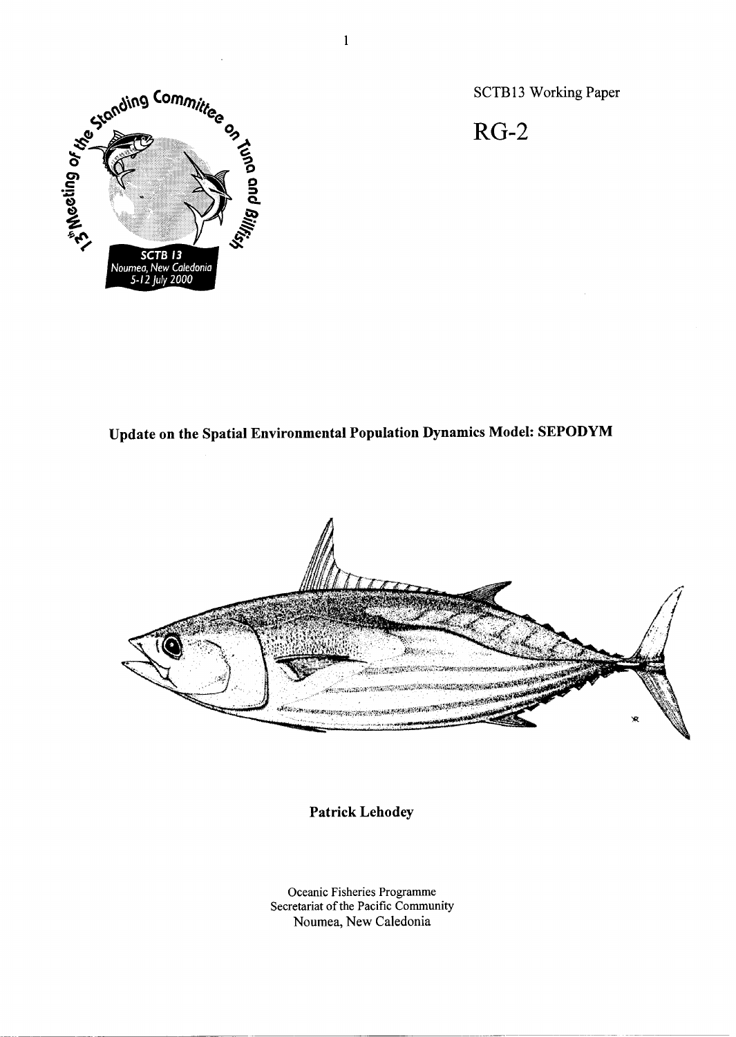SCTB13 Working Paper

**RG-2**

# Update on the Spatial Environmental Population Dynamics Model: SEPODYM

**Patrick Lehodey**

Oceanic Fisheries Programme
Secretariat of the Pacific Community
Noumea, New Caledonia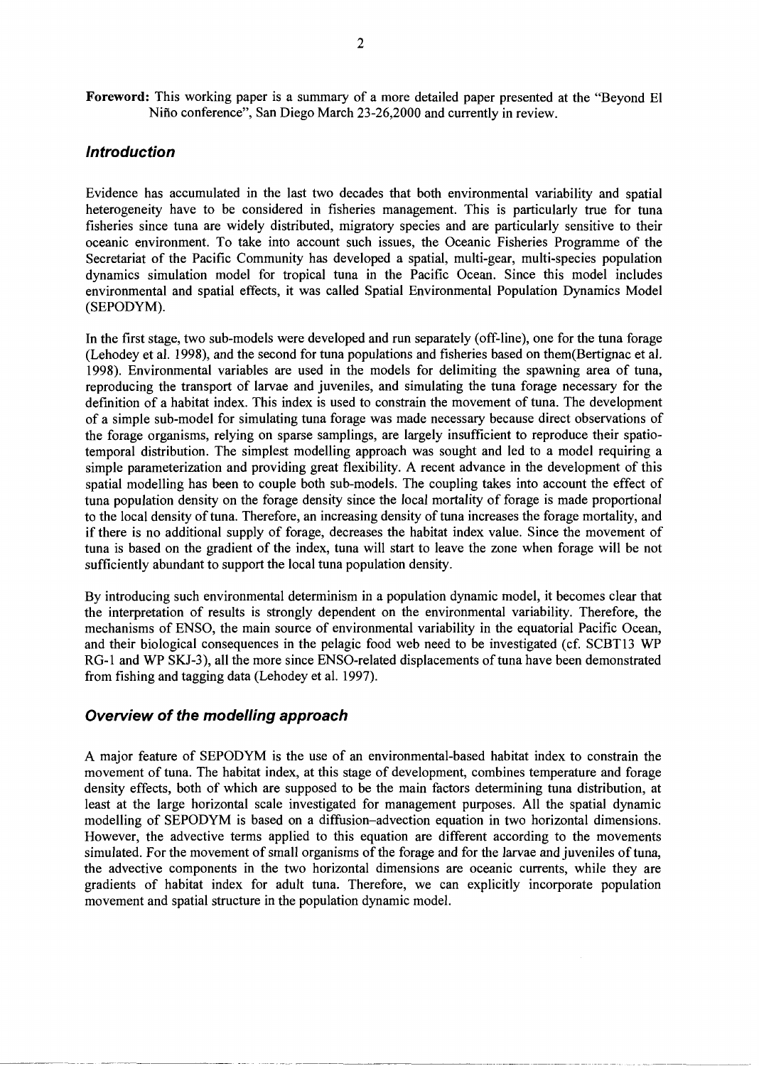**Foreword:** This working paper is a summary of a more detailed paper presented at the "Beyond El Niño conference", San Diego March 23-26,2000 and currently in review.

## *Introduction*

Evidence has accumulated in the last two decades that both environmental variability and spatial heterogeneity have to be considered in fisheries management. This is particularly true for tuna fisheries since tuna are widely distributed, migratory species and are particularly sensitive to their oceanic environment. To take into account such issues, the Oceanic Fisheries Programme of the Secretariat of the Pacific Community has developed a spatial, multi-gear, multi-species population dynamics simulation model for tropical tuna in the Pacific Ocean. Since this model includes environmental and spatial effects, it was called Spatial Environmental Population Dynamics Model (SEPODYM).

In the first stage, two sub-models were developed and run separately (off-line), one for the tuna forage (Lehodey et al. 1998), and the second for tuna populations and fisheries based on them(Bertignac et al. 1998). Environmental variables are used in the models for delimiting the spawning area of tuna, reproducing the transport of larvae and juveniles, and simulating the tuna forage necessary for the definition of a habitat index. This index is used to constrain the movement of tuna. The development of a simple sub-model for simulating tuna forage was made necessary because direct observations of the forage organisms, relying on sparse samplings, are largely insufficient to reproduce their spatio-temporal distribution. The simplest modelling approach was sought and led to a model requiring a simple parameterization and providing great flexibility. A recent advance in the development of this spatial modelling has been to couple both sub-models. The coupling takes into account the effect of tuna population density on the forage density since the local mortality of forage is made proportional to the local density of tuna. Therefore, an increasing density of tuna increases the forage mortality, and if there is no additional supply of forage, decreases the habitat index value. Since the movement of tuna is based on the gradient of the index, tuna will start to leave the zone when forage will be not sufficiently abundant to support the local tuna population density.

By introducing such environmental determinism in a population dynamic model, it becomes clear that the interpretation of results is strongly dependent on the environmental variability. Therefore, the mechanisms of ENSO, the main source of environmental variability in the equatorial Pacific Ocean, and their biological consequences in the pelagic food web need to be investigated (cf. SCBT13 WP RG-1 and WP SKJ-3), all the more since ENSO-related displacements of tuna have been demonstrated from fishing and tagging data (Lehodey et al. 1997).

## *Overview of the modelling approach*

A major feature of SEPODYM is the use of an environmental-based habitat index to constrain the movement of tuna. The habitat index, at this stage of development, combines temperature and forage density effects, both of which are supposed to be the main factors determining tuna distribution, at least at the large horizontal scale investigated for management purposes. All the spatial dynamic modelling of SEPODYM is based on a diffusion–advection equation in two horizontal dimensions. However, the advective terms applied to this equation are different according to the movements simulated. For the movement of small organisms of the forage and for the larvae and juveniles of tuna, the advective components in the two horizontal dimensions are oceanic currents, while they are gradients of habitat index for adult tuna. Therefore, we can explicitly incorporate population movement and spatial structure in the population dynamic model.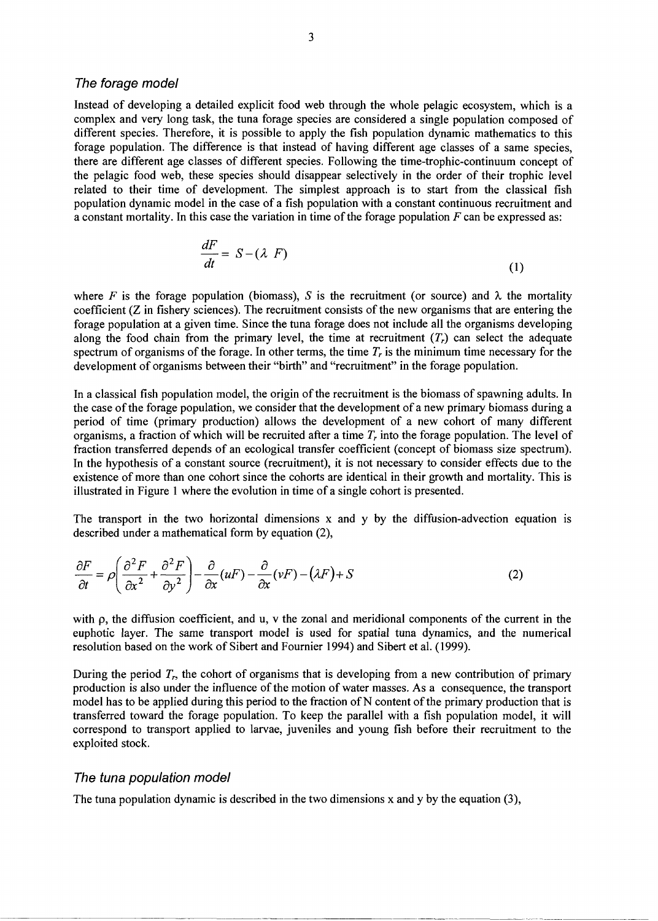### *The forage model*

Instead of developing a detailed explicit food web through the whole pelagic ecosystem, which is a complex and very long task, the tuna forage species are considered a single population composed of different species. Therefore, it is possible to apply the fish population dynamic mathematics to this forage population. The difference is that instead of having different age classes of a same species, there are different age classes of different species. Following the time-trophic-continuum concept of the pelagic food web, these species should disappear selectively in the order of their trophic level related to their time of development. The simplest approach is to start from the classical fish population dynamic model in the case of a fish population with a constant continuous recruitment and a constant mortality. In this case the variation in time of the forage population $F$ can be expressed as:

$$\frac{dF}{dt} = S - (\lambda \ F) \tag{1}$$

where $F$ is the forage population (biomass), $S$ is the recruitment (or source) and $\lambda$ the mortality coefficient (Z in fishery sciences). The recruitment consists of the new organisms that are entering the forage population at a given time. Since the tuna forage does not include all the organisms developing along the food chain from the primary level, the time at recruitment ($T_r$) can select the adequate spectrum of organisms of the forage. In other terms, the time $T_r$ is the minimum time necessary for the development of organisms between their "birth" and "recruitment" in the forage population.

In a classical fish population model, the origin of the recruitment is the biomass of spawning adults. In the case of the forage population, we consider that the development of a new primary biomass during a period of time (primary production) allows the development of a new cohort of many different organisms, a fraction of which will be recruited after a time $T_r$ into the forage population. The level of fraction transferred depends of an ecological transfer coefficient (concept of biomass size spectrum). In the hypothesis of a constant source (recruitment), it is not necessary to consider effects due to the existence of more than one cohort since the cohorts are identical in their growth and mortality. This is illustrated in Figure 1 where the evolution in time of a single cohort is presented.

The transport in the two horizontal dimensions x and y by the diffusion-advection equation is described under a mathematical form by equation (2),

$$\frac{\partial F}{\partial t} = \rho\left(\frac{\partial^2 F}{\partial x^2} + \frac{\partial^2 F}{\partial y^2}\right) - \frac{\partial}{\partial x}(uF) - \frac{\partial}{\partial x}(vF) - (\lambda F) + S \tag{2}$$

with $\rho$, the diffusion coefficient, and u, v the zonal and meridional components of the current in the euphotic layer. The same transport model is used for spatial tuna dynamics, and the numerical resolution based on the work of Sibert and Fournier 1994) and Sibert et al. (1999).

During the period $T_r$, the cohort of organisms that is developing from a new contribution of primary production is also under the influence of the motion of water masses. As a consequence, the transport model has to be applied during this period to the fraction of N content of the primary production that is transferred toward the forage population. To keep the parallel with a fish population model, it will correspond to transport applied to larvae, juveniles and young fish before their recruitment to the exploited stock.

### *The tuna population model*

The tuna population dynamic is described in the two dimensions x and y by the equation (3),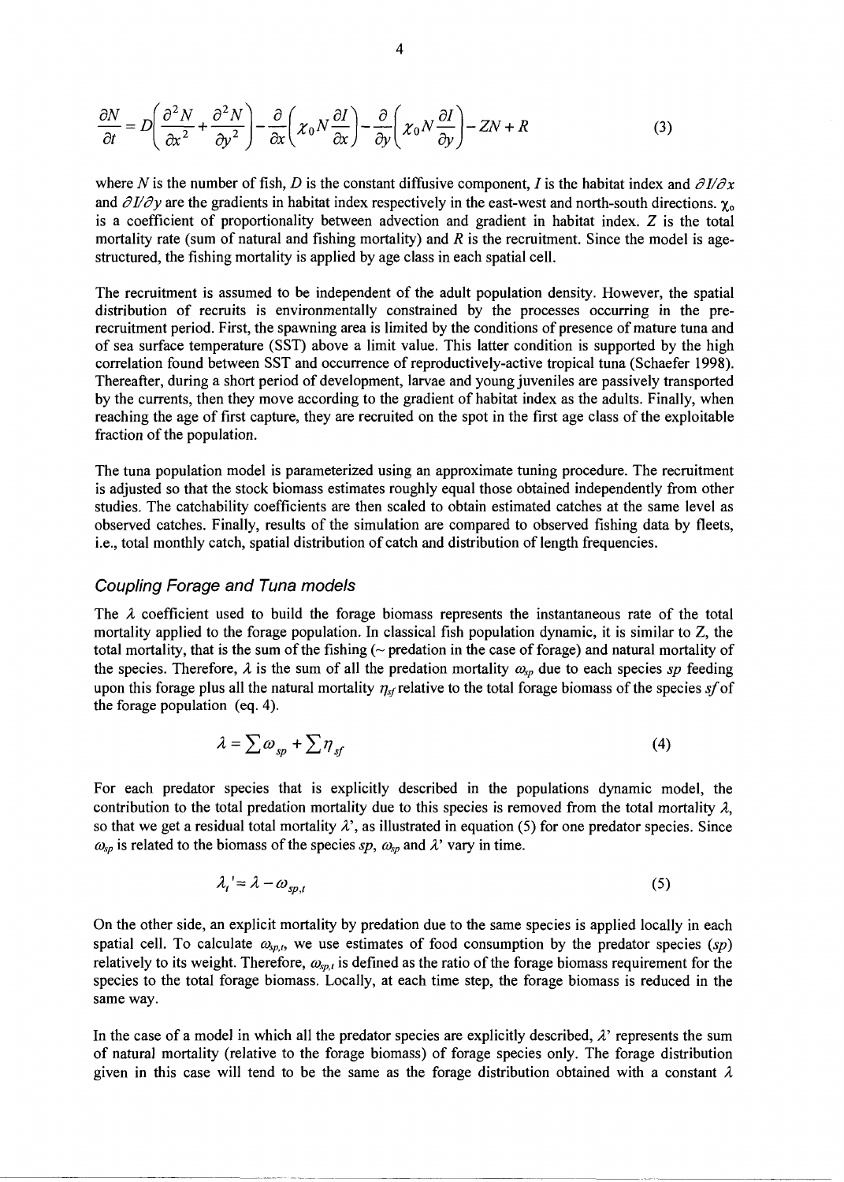$$\frac{\partial N}{\partial t} = D\left(\frac{\partial^2 N}{\partial x^2} + \frac{\partial^2 N}{\partial y^2}\right) - \frac{\partial}{\partial x}\left(\chi_0 N \frac{\partial I}{\partial x}\right) - \frac{\partial}{\partial y}\left(\chi_0 N \frac{\partial I}{\partial y}\right) - ZN + R \tag{3}$$

where $N$ is the number of fish, $D$ is the constant diffusive component, $I$ is the habitat index and $\partial I/\partial x$ and $\partial I/\partial y$ are the gradients in habitat index respectively in the east-west and north-south directions. $\chi_0$ is a coefficient of proportionality between advection and gradient in habitat index. $Z$ is the total mortality rate (sum of natural and fishing mortality) and $R$ is the recruitment. Since the model is age-structured, the fishing mortality is applied by age class in each spatial cell.

The recruitment is assumed to be independent of the adult population density. However, the spatial distribution of recruits is environmentally constrained by the processes occurring in the pre-recruitment period. First, the spawning area is limited by the conditions of presence of mature tuna and of sea surface temperature (SST) above a limit value. This latter condition is supported by the high correlation found between SST and occurrence of reproductively-active tropical tuna (Schaefer 1998). Thereafter, during a short period of development, larvae and young juveniles are passively transported by the currents, then they move according to the gradient of habitat index as the adults. Finally, when reaching the age of first capture, they are recruited on the spot in the first age class of the exploitable fraction of the population.

The tuna population model is parameterized using an approximate tuning procedure. The recruitment is adjusted so that the stock biomass estimates roughly equal those obtained independently from other studies. The catchability coefficients are then scaled to obtain estimated catches at the same level as observed catches. Finally, results of the simulation are compared to observed fishing data by fleets, i.e., total monthly catch, spatial distribution of catch and distribution of length frequencies.

### *Coupling Forage and Tuna models*

The $\lambda$ coefficient used to build the forage biomass represents the instantaneous rate of the total mortality applied to the forage population. In classical fish population dynamic, it is similar to Z, the total mortality, that is the sum of the fishing (~ predation in the case of forage) and natural mortality of the species. Therefore, $\lambda$ is the sum of all the predation mortality $\omega_{sp}$ due to each species $sp$ feeding upon this forage plus all the natural mortality $\eta_{sf}$ relative to the total forage biomass of the species $sf$ of the forage population (eq. 4).

$$\lambda = \sum \omega_{sp} + \sum \eta_{sf} \tag{4}$$

For each predator species that is explicitly described in the populations dynamic model, the contribution to the total predation mortality due to this species is removed from the total mortality $\lambda$, so that we get a residual total mortality $\lambda'$, as illustrated in equation (5) for one predator species. Since $\omega_{sp}$ is related to the biomass of the species $sp$, $\omega_{sp}$ and $\lambda'$ vary in time.

$$\lambda_t' = \lambda - \omega_{sp,t} \tag{5}$$

On the other side, an explicit mortality by predation due to the same species is applied locally in each spatial cell. To calculate $\omega_{sp,t}$, we use estimates of food consumption by the predator species ($sp$) relatively to its weight. Therefore, $\omega_{sp,t}$ is defined as the ratio of the forage biomass requirement for the species to the total forage biomass. Locally, at each time step, the forage biomass is reduced in the same way.

In the case of a model in which all the predator species are explicitly described, $\lambda'$ represents the sum of natural mortality (relative to the forage biomass) of forage species only. The forage distribution given in this case will tend to be the same as the forage distribution obtained with a constant $\lambda$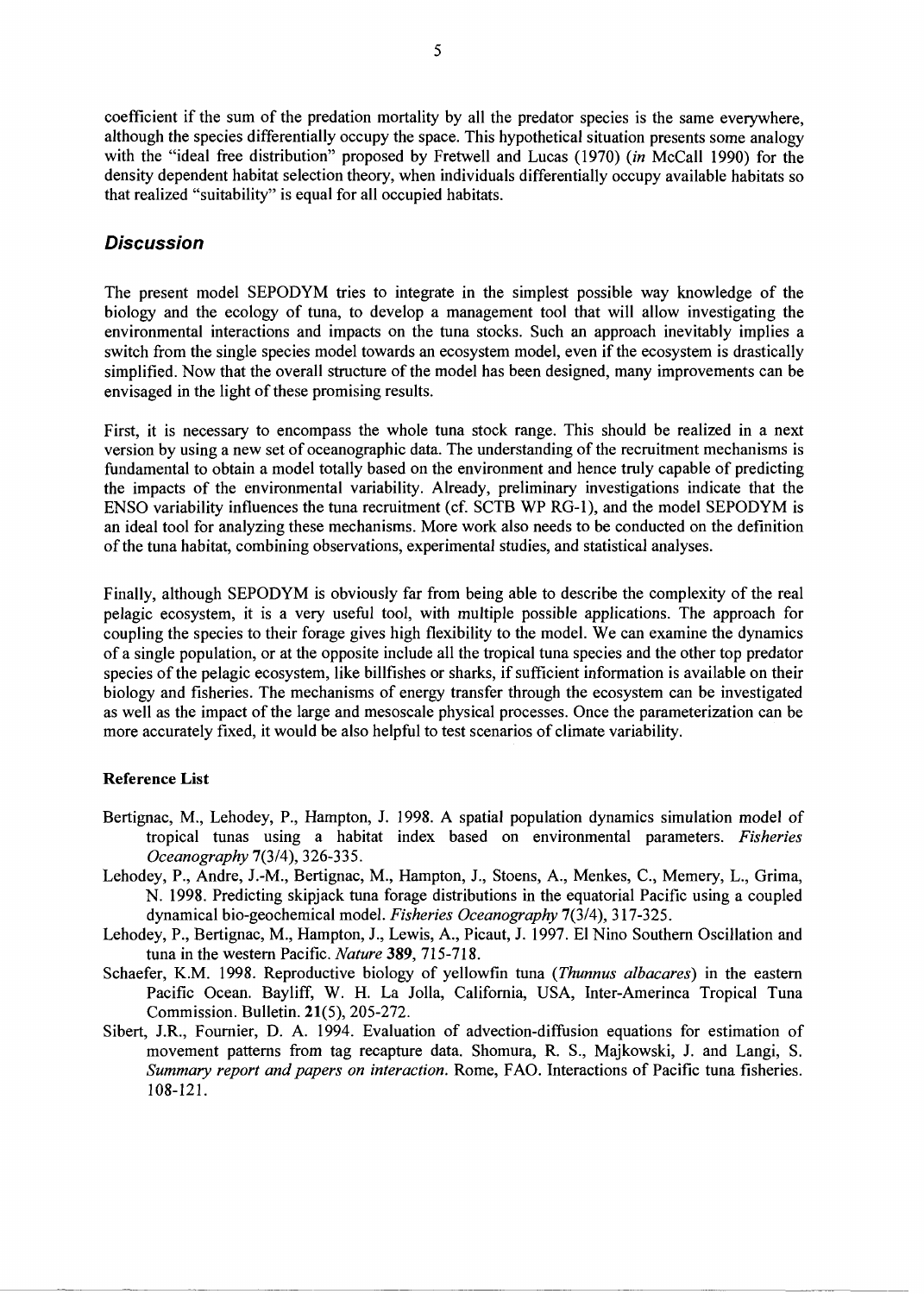coefficient if the sum of the predation mortality by all the predator species is the same everywhere, although the species differentially occupy the space. This hypothetical situation presents some analogy with the "ideal free distribution" proposed by Fretwell and Lucas (1970) (*in* McCall 1990) for the density dependent habitat selection theory, when individuals differentially occupy available habitats so that realized "suitability" is equal for all occupied habitats.

## Discussion

The present model SEPODYM tries to integrate in the simplest possible way knowledge of the biology and the ecology of tuna, to develop a management tool that will allow investigating the environmental interactions and impacts on the tuna stocks. Such an approach inevitably implies a switch from the single species model towards an ecosystem model, even if the ecosystem is drastically simplified. Now that the overall structure of the model has been designed, many improvements can be envisaged in the light of these promising results.

First, it is necessary to encompass the whole tuna stock range. This should be realized in a next version by using a new set of oceanographic data. The understanding of the recruitment mechanisms is fundamental to obtain a model totally based on the environment and hence truly capable of predicting the impacts of the environmental variability. Already, preliminary investigations indicate that the ENSO variability influences the tuna recruitment (cf. SCTB WP RG-1), and the model SEPODYM is an ideal tool for analyzing these mechanisms. More work also needs to be conducted on the definition of the tuna habitat, combining observations, experimental studies, and statistical analyses.

Finally, although SEPODYM is obviously far from being able to describe the complexity of the real pelagic ecosystem, it is a very useful tool, with multiple possible applications. The approach for coupling the species to their forage gives high flexibility to the model. We can examine the dynamics of a single population, or at the opposite include all the tropical tuna species and the other top predator species of the pelagic ecosystem, like billfishes or sharks, if sufficient information is available on their biology and fisheries. The mechanisms of energy transfer through the ecosystem can be investigated as well as the impact of the large and mesoscale physical processes. Once the parameterization can be more accurately fixed, it would be also helpful to test scenarios of climate variability.

**Reference List**

Bertignac, M., Lehodey, P., Hampton, J. 1998. A spatial population dynamics simulation model of tropical tunas using a habitat index based on environmental parameters. *Fisheries Oceanography* 7(3/4), 326-335.

Lehodey, P., Andre, J.-M., Bertignac, M., Hampton, J., Stoens, A., Menkes, C., Memery, L., Grima, N. 1998. Predicting skipjack tuna forage distributions in the equatorial Pacific using a coupled dynamical bio-geochemical model. *Fisheries Oceanography* 7(3/4), 317-325.

Lehodey, P., Bertignac, M., Hampton, J., Lewis, A., Picaut, J. 1997. El Nino Southern Oscillation and tuna in the western Pacific. *Nature* **389**, 715-718.

Schaefer, K.M. 1998. Reproductive biology of yellowfin tuna (*Thunnus albacares*) in the eastern Pacific Ocean. Bayliff, W. H. La Jolla, California, USA, Inter-Amerinca Tropical Tuna Commission. Bulletin. **21**(5), 205-272.

Sibert, J.R., Fournier, D. A. 1994. Evaluation of advection-diffusion equations for estimation of movement patterns from tag recapture data. Shomura, R. S., Majkowski, J. and Langi, S. *Summary report and papers on interaction*. Rome, FAO. Interactions of Pacific tuna fisheries. 108-121.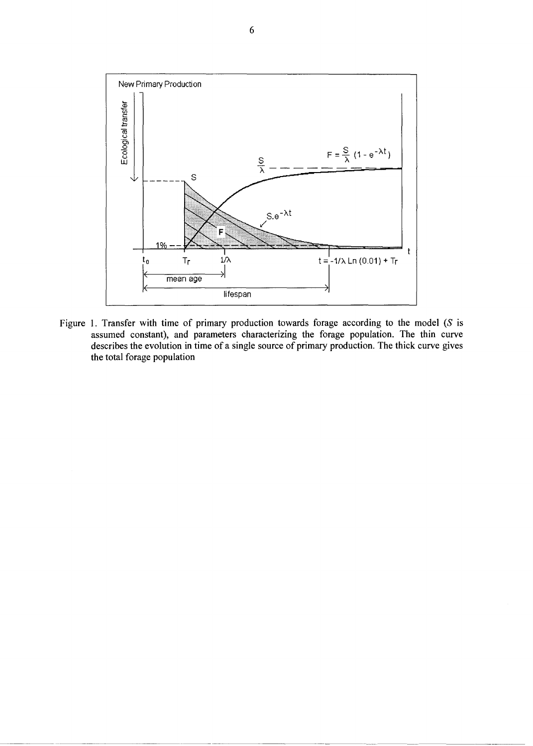New Primary Production

Ecological transfer

$S$

$\frac{S}{\lambda}$

$F = \frac{S}{\lambda}(1 - e^{-\lambda t})$

$S.e^{-\lambda t}$

F

1%

$t$

$t_0$

$T_r$

$1/\lambda$

$t = -1/\lambda \text{ Ln } (0.01) + T_r$

mean age

lifespan

Figure 1. Transfer with time of primary production towards forage according to the model (*S* is assumed constant), and parameters characterizing the forage population. The thin curve describes the evolution in time of a single source of primary production. The thick curve gives the total forage population